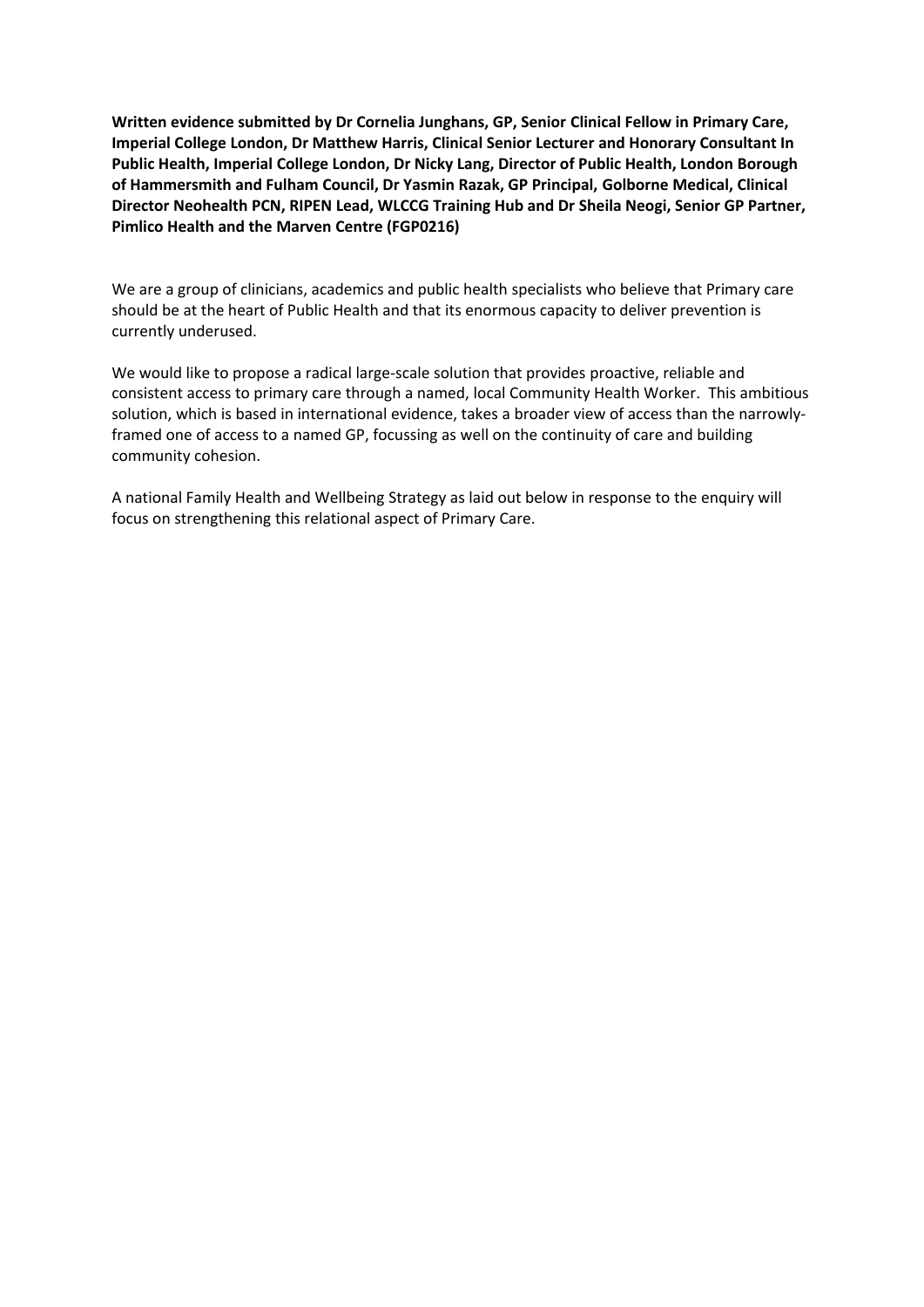**Written evidence submitted by Dr Cornelia Junghans, GP, Senior Clinical Fellow in Primary Care, Imperial College London, Dr Matthew Harris, Clinical Senior Lecturer and Honorary Consultant In Public Health, Imperial College London, Dr Nicky Lang, Director of Public Health, London Borough of Hammersmith and Fulham Council, Dr Yasmin Razak, GP Principal, Golborne Medical, Clinical Director Neohealth PCN, RIPEN Lead, WLCCG Training Hub and Dr Sheila Neogi, Senior GP Partner, Pimlico Health and the Marven Centre (FGP0216)**

We are a group of clinicians, academics and public health specialists who believe that Primary care should be at the heart of Public Health and that its enormous capacity to deliver prevention is currently underused.

We would like to propose a radical large-scale solution that provides proactive, reliable and consistent access to primary care through a named, local Community Health Worker. This ambitious solution, which is based in international evidence, takes a broader view of access than the narrowly-framed one of access to a named GP, focussing as well on the continuity of care and building community cohesion.

A national Family Health and Wellbeing Strategy as laid out below in response to the enquiry will focus on strengthening this relational aspect of Primary Care.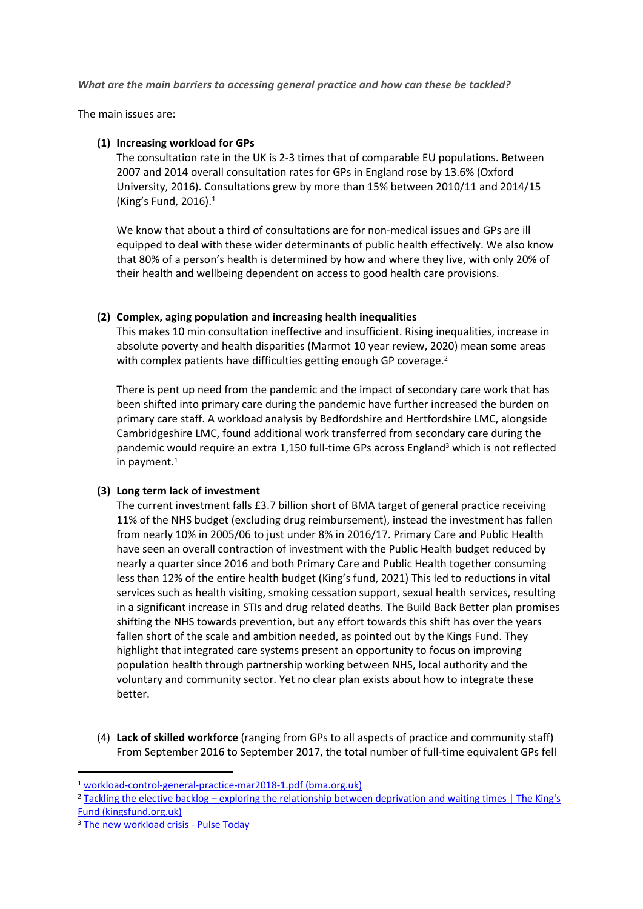*What are the main barriers to accessing general practice and how can these be tackled?*

The main issues are:

**(1) Increasing workload for GPs**

The consultation rate in the UK is 2-3 times that of comparable EU populations. Between 2007 and 2014 overall consultation rates for GPs in England rose by 13.6% (Oxford University, 2016). Consultations grew by more than 15% between 2010/11 and 2014/15 (King's Fund, 2016).[1]

We know that about a third of consultations are for non-medical issues and GPs are ill equipped to deal with these wider determinants of public health effectively. We also know that 80% of a person's health is determined by how and where they live, with only 20% of their health and wellbeing dependent on access to good health care provisions.

**(2) Complex, aging population and increasing health inequalities**

This makes 10 min consultation ineffective and insufficient. Rising inequalities, increase in absolute poverty and health disparities (Marmot 10 year review, 2020) mean some areas with complex patients have difficulties getting enough GP coverage.[2]

There is pent up need from the pandemic and the impact of secondary care work that has been shifted into primary care during the pandemic have further increased the burden on primary care staff. A workload analysis by Bedfordshire and Hertfordshire LMC, alongside Cambridgeshire LMC, found additional work transferred from secondary care during the pandemic would require an extra 1,150 full-time GPs across England[3] which is not reflected in payment.[1]

**(3) Long term lack of investment**

The current investment falls £3.7 billion short of BMA target of general practice receiving 11% of the NHS budget (excluding drug reimbursement), instead the investment has fallen from nearly 10% in 2005/06 to just under 8% in 2016/17. Primary Care and Public Health have seen an overall contraction of investment with the Public Health budget reduced by nearly a quarter since 2016 and both Primary Care and Public Health together consuming less than 12% of the entire health budget (King's fund, 2021) This led to reductions in vital services such as health visiting, smoking cessation support, sexual health services, resulting in a significant increase in STIs and drug related deaths. The Build Back Better plan promises shifting the NHS towards prevention, but any effort towards this shift has over the years fallen short of the scale and ambition needed, as pointed out by the Kings Fund. They highlight that integrated care systems present an opportunity to focus on improving population health through partnership working between NHS, local authority and the voluntary and community sector. Yet no clear plan exists about how to integrate these better.

(4) **Lack of skilled workforce** (ranging from GPs to all aspects of practice and community staff)
From September 2016 to September 2017, the total number of full-time equivalent GPs fell

---

[1] workload-control-general-practice-mar2018-1.pdf (bma.org.uk)

[2] Tackling the elective backlog – exploring the relationship between deprivation and waiting times | The King's Fund (kingsfund.org.uk)

[3] The new workload crisis - Pulse Today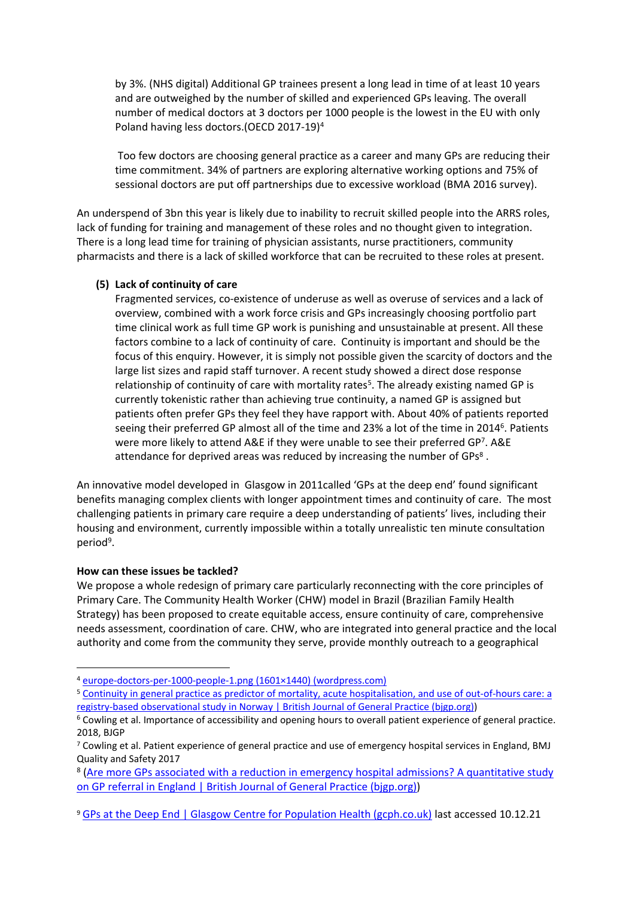by 3%. (NHS digital) Additional GP trainees present a long lead in time of at least 10 years and are outweighed by the number of skilled and experienced GPs leaving. The overall number of medical doctors at 3 doctors per 1000 people is the lowest in the EU with only Poland having less doctors.(OECD 2017-19)[4]

Too few doctors are choosing general practice as a career and many GPs are reducing their time commitment. 34% of partners are exploring alternative working options and 75% of sessional doctors are put off partnerships due to excessive workload (BMA 2016 survey).

An underspend of 3bn this year is likely due to inability to recruit skilled people into the ARRS roles, lack of funding for training and management of these roles and no thought given to integration. There is a long lead time for training of physician assistants, nurse practitioners, community pharmacists and there is a lack of skilled workforce that can be recruited to these roles at present.

**(5) Lack of continuity of care**

Fragmented services, co-existence of underuse as well as overuse of services and a lack of overview, combined with a work force crisis and GPs increasingly choosing portfolio part time clinical work as full time GP work is punishing and unsustainable at present. All these factors combine to a lack of continuity of care. Continuity is important and should be the focus of this enquiry. However, it is simply not possible given the scarcity of doctors and the large list sizes and rapid staff turnover. A recent study showed a direct dose response relationship of continuity of care with mortality rates[5]. The already existing named GP is currently tokenistic rather than achieving true continuity, a named GP is assigned but patients often prefer GPs they feel they have rapport with. About 40% of patients reported seeing their preferred GP almost all of the time and 23% a lot of the time in 2014[6]. Patients were more likely to attend A&E if they were unable to see their preferred GP[7]. A&E attendance for deprived areas was reduced by increasing the number of GPs[8] .

An innovative model developed in Glasgow in 2011called 'GPs at the deep end' found significant benefits managing complex clients with longer appointment times and continuity of care. The most challenging patients in primary care require a deep understanding of patients' lives, including their housing and environment, currently impossible within a totally unrealistic ten minute consultation period[9].

**How can these issues be tackled?**

We propose a whole redesign of primary care particularly reconnecting with the core principles of Primary Care. The Community Health Worker (CHW) model in Brazil (Brazilian Family Health Strategy) has been proposed to create equitable access, ensure continuity of care, comprehensive needs assessment, coordination of care. CHW, who are integrated into general practice and the local authority and come from the community they serve, provide monthly outreach to a geographical

---

[4] europe-doctors-per-1000-people-1.png (1601×1440) (wordpress.com)

[5] Continuity in general practice as predictor of mortality, acute hospitalisation, and use of out-of-hours care: a registry-based observational study in Norway | British Journal of General Practice (bjgp.org))

[6] Cowling et al. Importance of accessibility and opening hours to overall patient experience of general practice. 2018, BJGP

[7] Cowling et al. Patient experience of general practice and use of emergency hospital services in England, BMJ Quality and Safety 2017

[8] (Are more GPs associated with a reduction in emergency hospital admissions? A quantitative study on GP referral in England | British Journal of General Practice (bjgp.org))

[9] GPs at the Deep End | Glasgow Centre for Population Health (gcph.co.uk) last accessed 10.12.21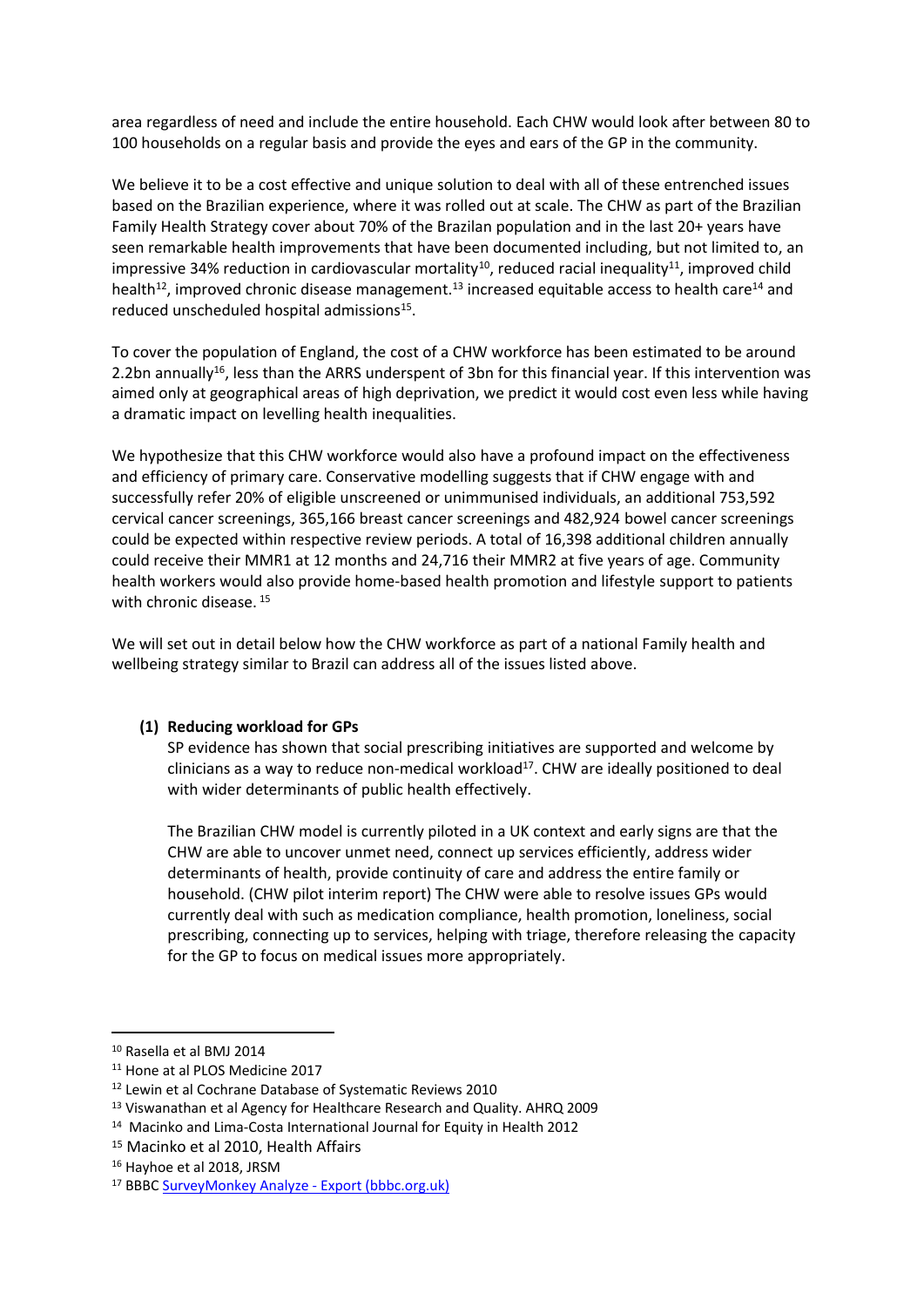area regardless of need and include the entire household. Each CHW would look after between 80 to 100 households on a regular basis and provide the eyes and ears of the GP in the community.

We believe it to be a cost effective and unique solution to deal with all of these entrenched issues based on the Brazilian experience, where it was rolled out at scale. The CHW as part of the Brazilian Family Health Strategy cover about 70% of the Brazilan population and in the last 20+ years have seen remarkable health improvements that have been documented including, but not limited to, an impressive 34% reduction in cardiovascular mortality[10], reduced racial inequality[11], improved child health[12], improved chronic disease management.[13] increased equitable access to health care[14] and reduced unscheduled hospital admissions[15].

To cover the population of England, the cost of a CHW workforce has been estimated to be around 2.2bn annually[16], less than the ARRS underspent of 3bn for this financial year. If this intervention was aimed only at geographical areas of high deprivation, we predict it would cost even less while having a dramatic impact on levelling health inequalities.

We hypothesize that this CHW workforce would also have a profound impact on the effectiveness and efficiency of primary care. Conservative modelling suggests that if CHW engage with and successfully refer 20% of eligible unscreened or unimmunised individuals, an additional 753,592 cervical cancer screenings, 365,166 breast cancer screenings and 482,924 bowel cancer screenings could be expected within respective review periods. A total of 16,398 additional children annually could receive their MMR1 at 12 months and 24,716 their MMR2 at five years of age. Community health workers would also provide home-based health promotion and lifestyle support to patients with chronic disease. [15]

We will set out in detail below how the CHW workforce as part of a national Family health and wellbeing strategy similar to Brazil can address all of the issues listed above.

**(1) Reducing workload for GPs**

SP evidence has shown that social prescribing initiatives are supported and welcome by clinicians as a way to reduce non-medical workload[17]. CHW are ideally positioned to deal with wider determinants of public health effectively.

The Brazilian CHW model is currently piloted in a UK context and early signs are that the CHW are able to uncover unmet need, connect up services efficiently, address wider determinants of health, provide continuity of care and address the entire family or household. (CHW pilot interim report) The CHW were able to resolve issues GPs would currently deal with such as medication compliance, health promotion, loneliness, social prescribing, connecting up to services, helping with triage, therefore releasing the capacity for the GP to focus on medical issues more appropriately.

---

[10] Rasella et al BMJ 2014

[11] Hone at al PLOS Medicine 2017

[12] Lewin et al Cochrane Database of Systematic Reviews 2010

[13] Viswanathan et al Agency for Healthcare Research and Quality. AHRQ 2009

[14] Macinko and Lima-Costa International Journal for Equity in Health 2012

[15] Macinko et al 2010, Health Affairs

[16] Hayhoe et al 2018, JRSM

[17] BBBC SurveyMonkey Analyze - Export (bbbc.org.uk)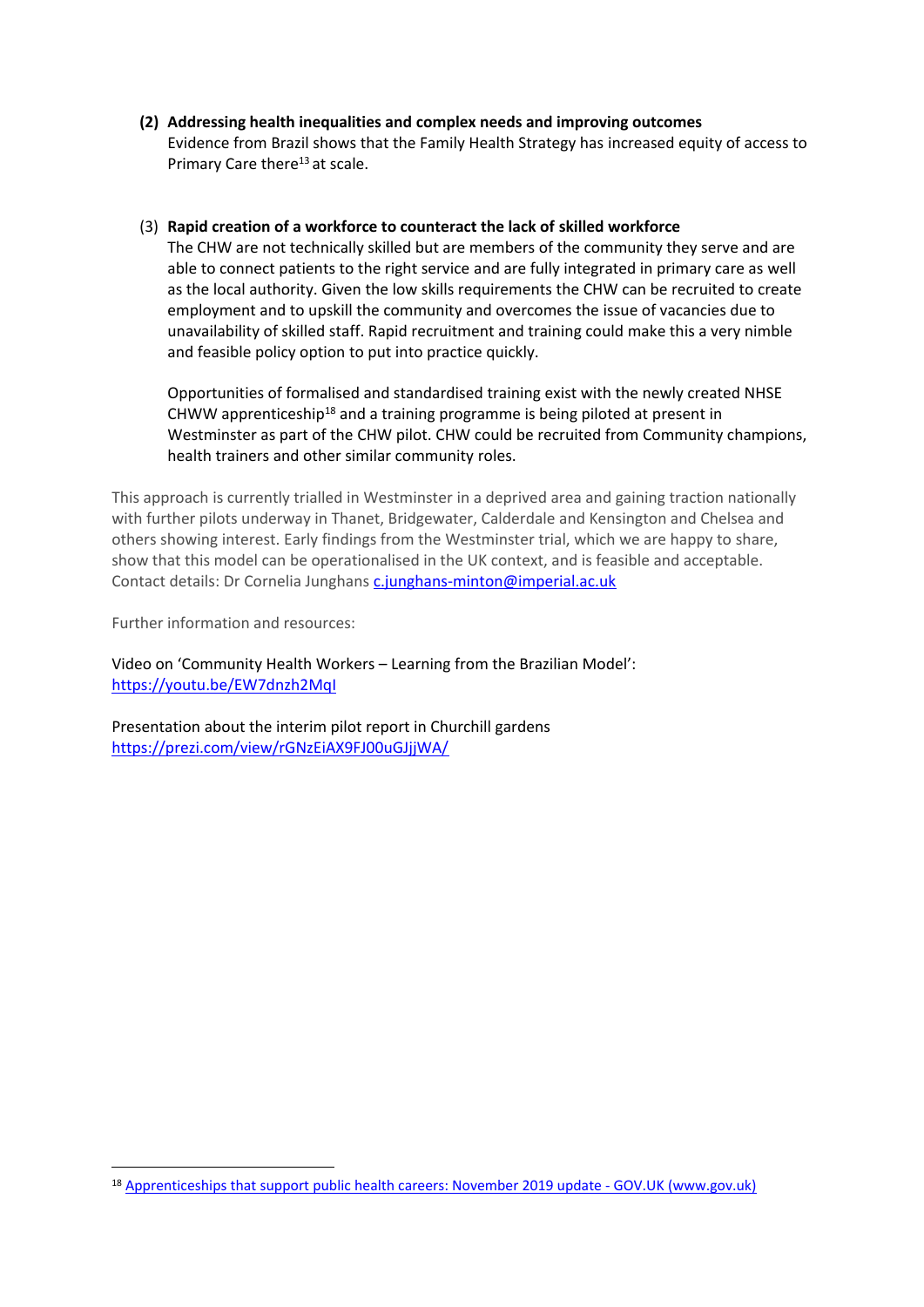**(2) Addressing health inequalities and complex needs and improving outcomes**

Evidence from Brazil shows that the Family Health Strategy has increased equity of access to Primary Care there[13] at scale.

(3) **Rapid creation of a workforce to counteract the lack of skilled workforce**

The CHW are not technically skilled but are members of the community they serve and are able to connect patients to the right service and are fully integrated in primary care as well as the local authority. Given the low skills requirements the CHW can be recruited to create employment and to upskill the community and overcomes the issue of vacancies due to unavailability of skilled staff. Rapid recruitment and training could make this a very nimble and feasible policy option to put into practice quickly.

Opportunities of formalised and standardised training exist with the newly created NHSE CHWW apprenticeship[18] and a training programme is being piloted at present in Westminster as part of the CHW pilot. CHW could be recruited from Community champions, health trainers and other similar community roles.

This approach is currently trialled in Westminster in a deprived area and gaining traction nationally with further pilots underway in Thanet, Bridgewater, Calderdale and Kensington and Chelsea and others showing interest. Early findings from the Westminster trial, which we are happy to share, show that this model can be operationalised in the UK context, and is feasible and acceptable. Contact details: Dr Cornelia Junghans c.junghans-minton@imperial.ac.uk

Further information and resources:

Video on 'Community Health Workers – Learning from the Brazilian Model': https://youtu.be/EW7dnzh2MqI

Presentation about the interim pilot report in Churchill gardens https://prezi.com/view/rGNzEiAX9FJ00uGJjjWA/

---

[18] Apprenticeships that support public health careers: November 2019 update - GOV.UK (www.gov.uk)